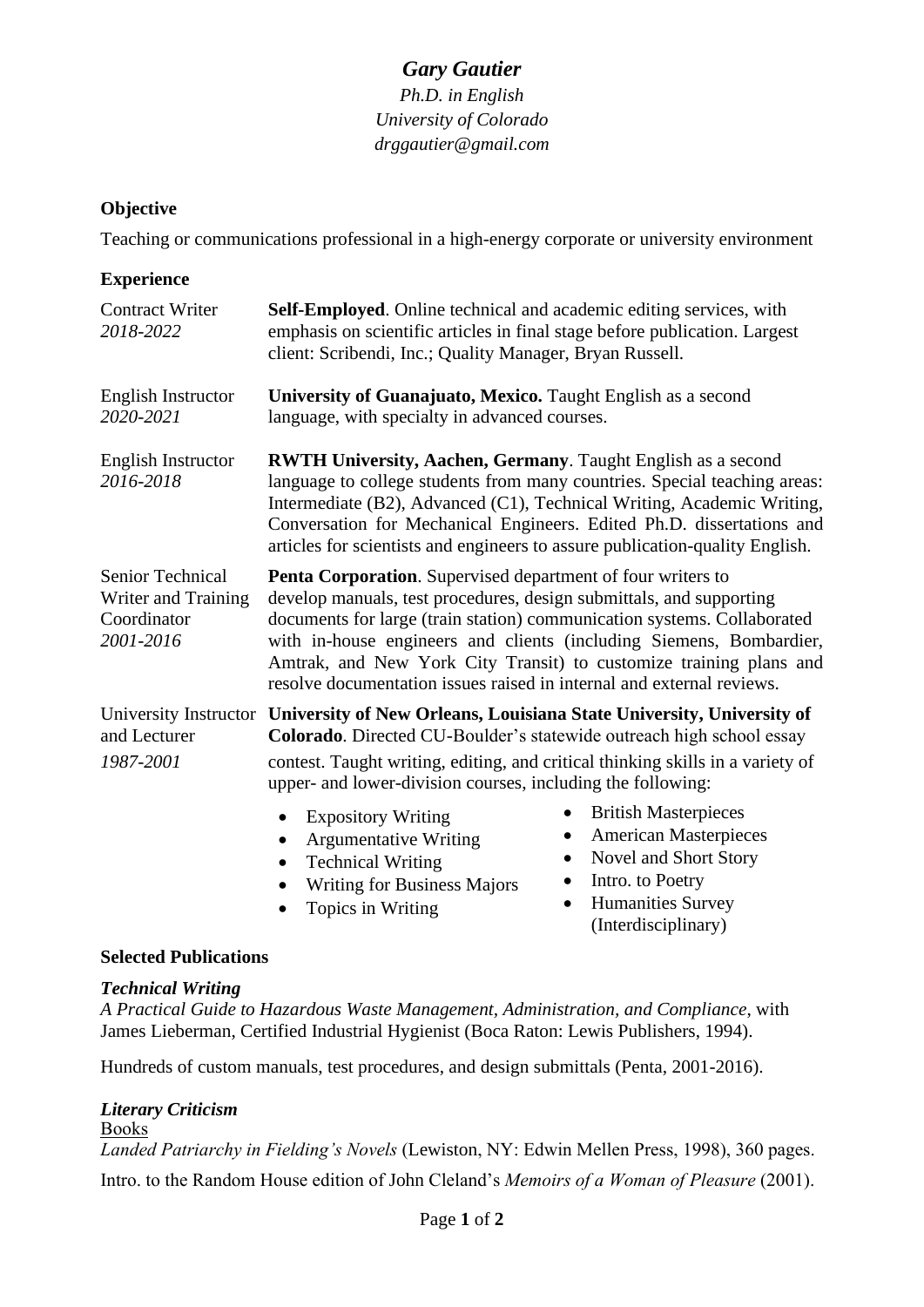# *Gary Gautier*

*Ph.D. in English*
*University of Colorado*
*drggautier@gmail.com*

## Objective

Teaching or communications professional in a high-energy corporate or university environment

## Experience

**Contract Writer**
*2018-2022*

**Self-Employed**. Online technical and academic editing services, with emphasis on scientific articles in final stage before publication. Largest client: Scribendi, Inc.; Quality Manager, Bryan Russell.

**English Instructor**
*2020-2021*

**University of Guanajuato, Mexico.** Taught English as a second language, with specialty in advanced courses.

**English Instructor**
*2016-2018*

**RWTH University, Aachen, Germany**. Taught English as a second language to college students from many countries. Special teaching areas: Intermediate (B2), Advanced (C1), Technical Writing, Academic Writing, Conversation for Mechanical Engineers. Edited Ph.D. dissertations and articles for scientists and engineers to assure publication-quality English.

**Senior Technical Writer and Training Coordinator**
*2001-2016*

**Penta Corporation**. Supervised department of four writers to develop manuals, test procedures, design submittals, and supporting documents for large (train station) communication systems. Collaborated with in-house engineers and clients (including Siemens, Bombardier, Amtrak, and New York City Transit) to customize training plans and resolve documentation issues raised in internal and external reviews.

**University Instructor and Lecturer**
*1987-2001*

**University of New Orleans, Louisiana State University, University of Colorado**. Directed CU-Boulder's statewide outreach high school essay contest. Taught writing, editing, and critical thinking skills in a variety of upper- and lower-division courses, including the following:

- Expository Writing
- Argumentative Writing
- Technical Writing
- Writing for Business Majors
- Topics in Writing
- British Masterpieces
- American Masterpieces
- Novel and Short Story
- Intro. to Poetry
- Humanities Survey (Interdisciplinary)

## Selected Publications

### *Technical Writing*

*A Practical Guide to Hazardous Waste Management, Administration, and Compliance*, with James Lieberman, Certified Industrial Hygienist (Boca Raton: Lewis Publishers, 1994).

Hundreds of custom manuals, test procedures, and design submittals (Penta, 2001-2016).

### *Literary Criticism*

Books

*Landed Patriarchy in Fielding's Novels* (Lewiston, NY: Edwin Mellen Press, 1998), 360 pages.

Intro. to the Random House edition of John Cleland's *Memoirs of a Woman of Pleasure* (2001).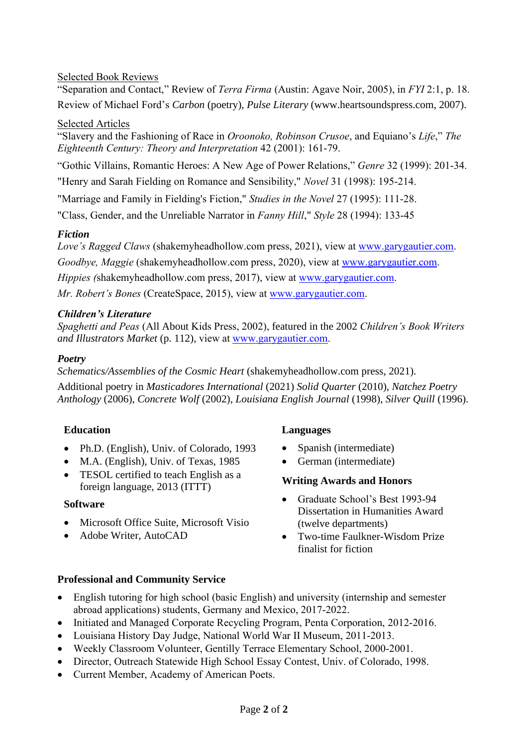<u>Selected Book Reviews</u>

"Separation and Contact," Review of *Terra Firma* (Austin: Agave Noir, 2005), in *FYI* 2:1, p. 18.

Review of Michael Ford's *Carbon* (poetry), *Pulse Literary* (www.heartsoundspress.com, 2007).

<u>Selected Articles</u>

"Slavery and the Fashioning of Race in *Oroonoko, Robinson Crusoe*, and Equiano's *Life*," *The Eighteenth Century: Theory and Interpretation* 42 (2001): 161-79.

"Gothic Villains, Romantic Heroes: A New Age of Power Relations," *Genre* 32 (1999): 201-34.

"Henry and Sarah Fielding on Romance and Sensibility," *Novel* 31 (1998): 195-214.

"Marriage and Family in Fielding's Fiction," *Studies in the Novel* 27 (1995): 111-28.

"Class, Gender, and the Unreliable Narrator in *Fanny Hill*," *Style* 28 (1994): 133-45

***Fiction***

*Love's Ragged Claws* (shakemyheadhollow.com press, 2021), view at www.garygautier.com.

*Goodbye, Maggie* (shakemyheadhollow.com press, 2020), view at www.garygautier.com.

*Hippies (*shakemyheadhollow.com press, 2017), view at www.garygautier.com.

*Mr. Robert's Bones* (CreateSpace, 2015), view at www.garygautier.com.

***Children's Literature***

*Spaghetti and Peas* (All About Kids Press, 2002), featured in the 2002 *Children's Book Writers and Illustrators Market* (p. 112), view at www.garygautier.com.

***Poetry***

*Schematics/Assemblies of the Cosmic Heart* (shakemyheadhollow.com press, 2021).

Additional poetry in *Masticadores International* (2021) *Solid Quarter* (2010), *Natchez Poetry Anthology* (2006), *Concrete Wolf* (2002), *Louisiana English Journal* (1998), *Silver Quill* (1996).

**Education**

- Ph.D. (English), Univ. of Colorado, 1993
- M.A. (English), Univ. of Texas, 1985
- TESOL certified to teach English as a foreign language, 2013 (ITTT)

**Software**

- Microsoft Office Suite, Microsoft Visio
- Adobe Writer, AutoCAD

**Languages**

- Spanish (intermediate)
- German (intermediate)

**Writing Awards and Honors**

- Graduate School's Best 1993-94 Dissertation in Humanities Award (twelve departments)
- Two-time Faulkner-Wisdom Prize finalist for fiction

**Professional and Community Service**

- English tutoring for high school (basic English) and university (internship and semester abroad applications) students, Germany and Mexico, 2017-2022.
- Initiated and Managed Corporate Recycling Program, Penta Corporation, 2012-2016.
- Louisiana History Day Judge, National World War II Museum, 2011-2013.
- Weekly Classroom Volunteer, Gentilly Terrace Elementary School, 2000-2001.
- Director, Outreach Statewide High School Essay Contest, Univ. of Colorado, 1998.
- Current Member, Academy of American Poets.